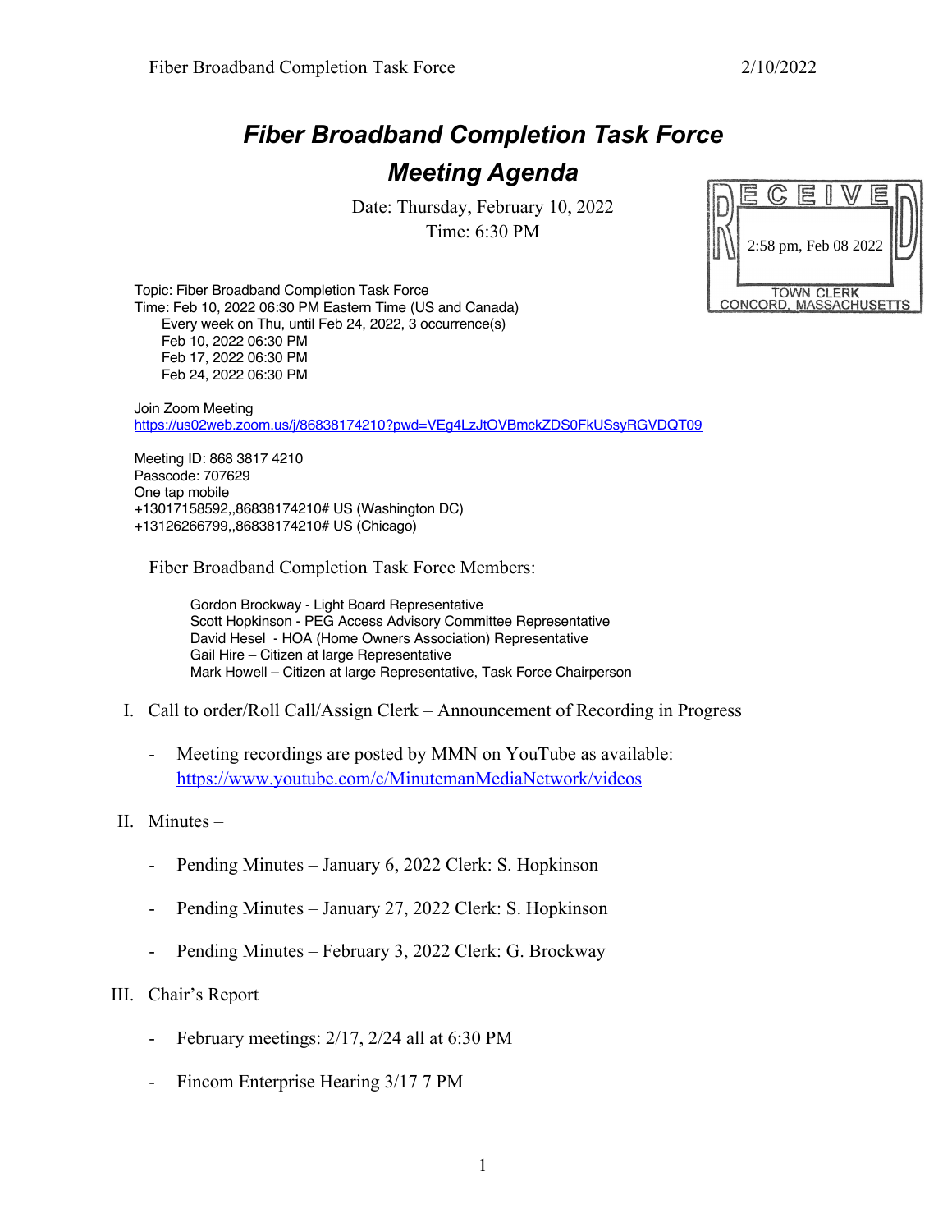# *Fiber Broadband Completion Task Force*

## *Meeting Agenda*

Date: Thursday, February 10, 2022
Time: 6:30 PM

RECEIVED
2:58 pm, Feb 08 2022
TOWN CLERK
CONCORD, MASSACHUSETTS

Topic: Fiber Broadband Completion Task Force
Time: Feb 10, 2022 06:30 PM Eastern Time (US and Canada)
Every week on Thu, until Feb 24, 2022, 3 occurrence(s)
Feb 10, 2022 06:30 PM
Feb 17, 2022 06:30 PM
Feb 24, 2022 06:30 PM

Join Zoom Meeting
https://us02web.zoom.us/j/86838174210?pwd=VEg4LzJtOVBmckZDS0FkUSsyRGVDQT09

Meeting ID: 868 3817 4210
Passcode: 707629
One tap mobile
+13017158592,,86838174210# US (Washington DC)
+13126266799,,86838174210# US (Chicago)

Fiber Broadband Completion Task Force Members:

Gordon Brockway - Light Board Representative
Scott Hopkinson - PEG Access Advisory Committee Representative
David Hesel - HOA (Home Owners Association) Representative
Gail Hire – Citizen at large Representative
Mark Howell – Citizen at large Representative, Task Force Chairperson

I. Call to order/Roll Call/Assign Clerk – Announcement of Recording in Progress

- Meeting recordings are posted by MMN on YouTube as available: https://www.youtube.com/c/MinutemanMediaNetwork/videos

II. Minutes –

- Pending Minutes – January 6, 2022 Clerk: S. Hopkinson
- Pending Minutes – January 27, 2022 Clerk: S. Hopkinson
- Pending Minutes – February 3, 2022 Clerk: G. Brockway

III. Chair's Report

- February meetings: 2/17, 2/24 all at 6:30 PM
- Fincom Enterprise Hearing 3/17 7 PM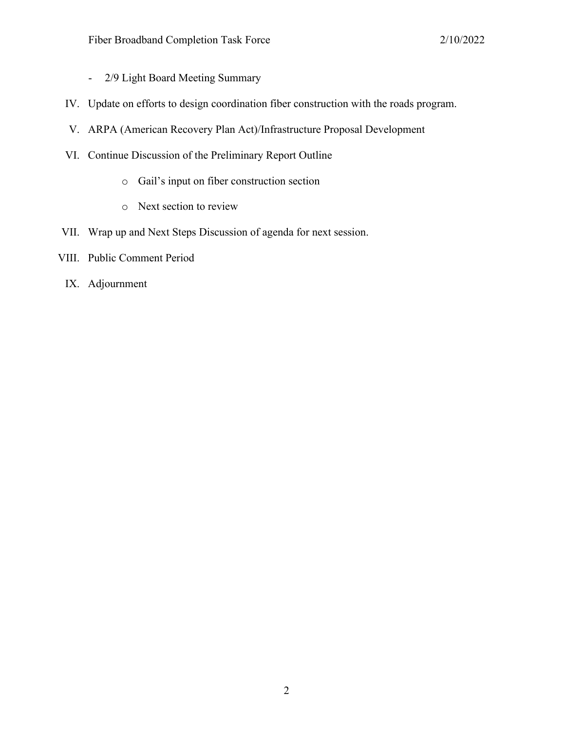- 2/9 Light Board Meeting Summary

IV. Update on efforts to design coordination fiber construction with the roads program.

V. ARPA (American Recovery Plan Act)/Infrastructure Proposal Development

VI. Continue Discussion of the Preliminary Report Outline

  - Gail's input on fiber construction section
  - Next section to review

VII. Wrap up and Next Steps Discussion of agenda for next session.

VIII. Public Comment Period

IX. Adjournment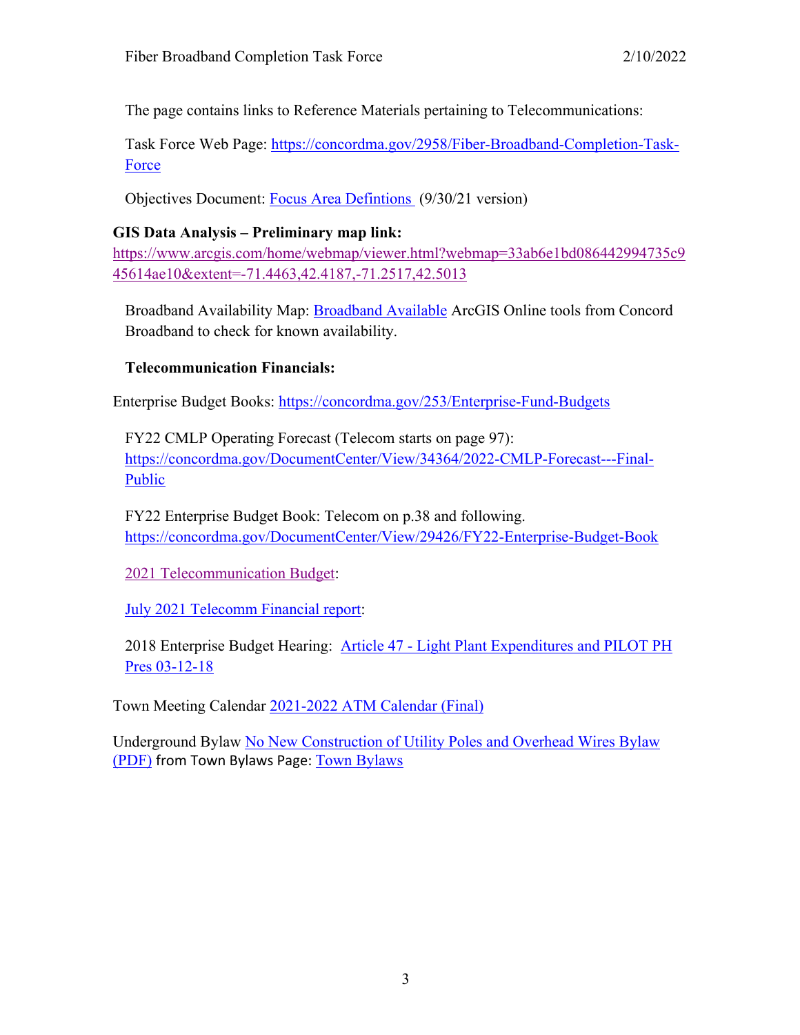The page contains links to Reference Materials pertaining to Telecommunications:

Task Force Web Page: https://concordma.gov/2958/Fiber-Broadband-Completion-Task-Force

Objectives Document: Focus Area Defintions (9/30/21 version)

**GIS Data Analysis – Preliminary map link:**
https://www.arcgis.com/home/webmap/viewer.html?webmap=33ab6e1bd086442994735c945614ae10&extent=-71.4463,42.4187,-71.2517,42.5013

Broadband Availability Map: Broadband Available ArcGIS Online tools from Concord Broadband to check for known availability.

**Telecommunication Financials:**

Enterprise Budget Books: https://concordma.gov/253/Enterprise-Fund-Budgets

FY22 CMLP Operating Forecast (Telecom starts on page 97): https://concordma.gov/DocumentCenter/View/34364/2022-CMLP-Forecast---Final-Public

FY22 Enterprise Budget Book: Telecom on p.38 and following. https://concordma.gov/DocumentCenter/View/29426/FY22-Enterprise-Budget-Book

2021 Telecommunication Budget:

July 2021 Telecomm Financial report:

2018 Enterprise Budget Hearing: Article 47 - Light Plant Expenditures and PILOT PH Pres 03-12-18

Town Meeting Calendar 2021-2022 ATM Calendar (Final)

Underground Bylaw No New Construction of Utility Poles and Overhead Wires Bylaw (PDF) from Town Bylaws Page: Town Bylaws